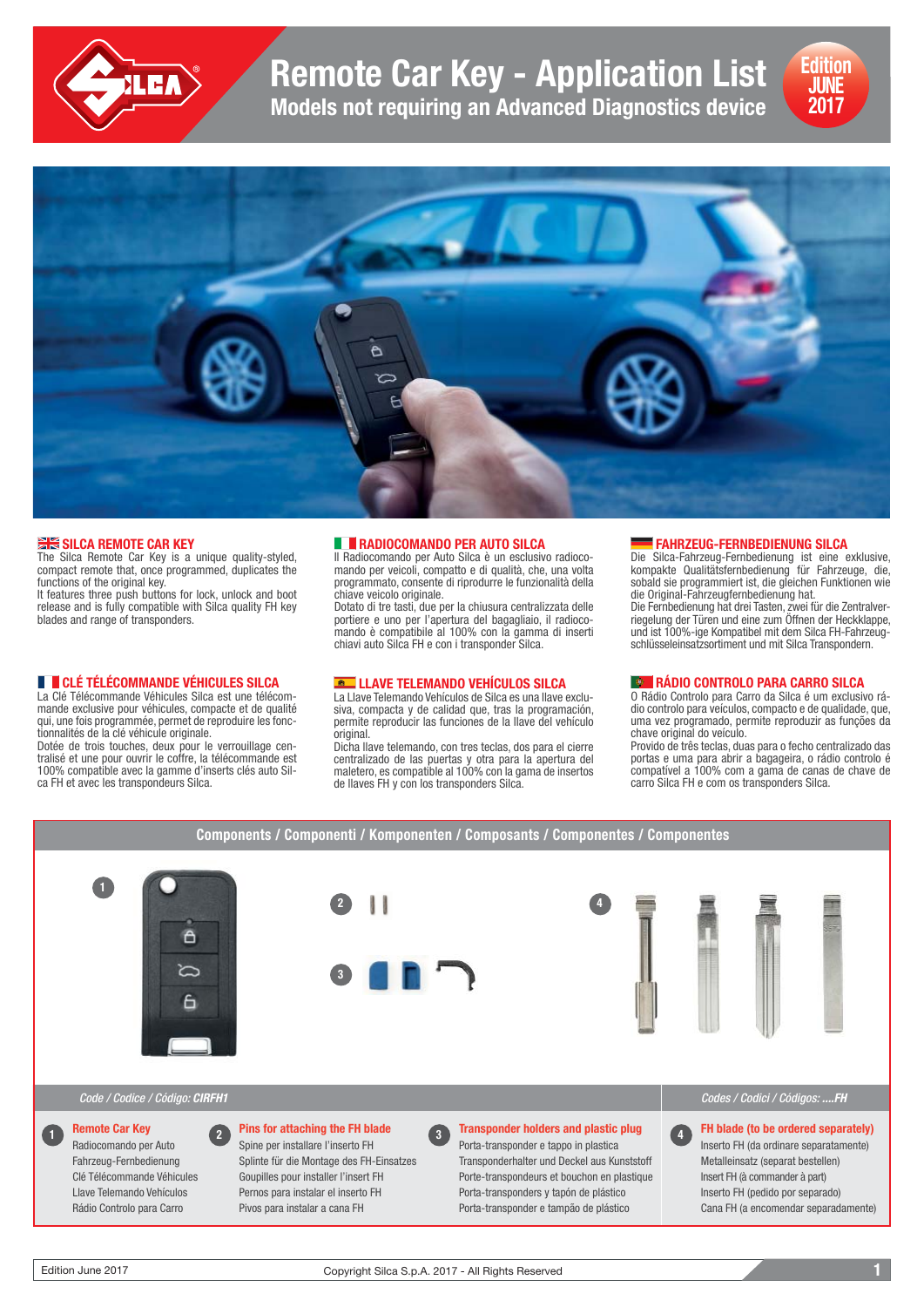# Remote Car Key - Application List

## Models not requiring an Advanced Diagnostics device

Edition JUNE 2017

### SILCA REMOTE CAR KEY

The Silca Remote Car Key is a unique quality-styled, compact remote that, once programmed, duplicates the functions of the original key.
It features three push buttons for lock, unlock and boot release and is fully compatible with Silca quality FH key blades and range of transponders.

### RADIOCOMANDO PER AUTO SILCA

Il Radiocomando per Auto Silca è un esclusivo radiocomando per veicoli, compatto e di qualità, che, una volta programmato, consente di riprodurre le funzionalità della chiave veicolo originale.
Dotato di tre tasti, due per la chiusura centralizzata delle portiere e uno per l'apertura del bagagliaio, il radiocomando è compatibile al 100% con la gamma di inserti chiavi auto Silca FH e con i transponder Silca.

### FAHRZEUG-FERNBEDIENUNG SILCA

Die Silca-Fahrzeug-Fernbedienung ist eine exklusive, kompakte Qualitätsfernbedienung für Fahrzeuge, die, sobald sie programmiert ist, die gleichen Funktionen wie die Original-Fahrzeugfernbedienung hat.
Die Fernbedienung hat drei Tasten, zwei für die Zentralverriegelung der Türen und eine zum Öffnen der Heckklappe, und ist 100%-ige Kompatibel mit dem Silca FH-Fahrzeugschlüsseleinsatzsortiment und mit Silca Transpondern.

### CLÉ TÉLÉCOMMANDE VÉHICULES SILCA

La Clé Télécommande Véhicules Silca est une télécommande exclusive pour véhicules, compacte et de qualité qui, une fois programmée, permet de reproduire les fonctionnalités de la clé véhicule originale.
Dotée de trois touches, deux pour le verrouillage centralisé et une pour ouvrir le coffre, la télécommande est 100% compatible avec la gamme d'inserts clés auto Silca FH et avec les transpondeurs Silca.

### LLAVE TELEMANDO VEHÍCULOS SILCA

La Llave Telemando Vehículos de Silca es una llave exclusiva, compacta y de calidad que, tras la programación, permite reproducir las funciones de la llave del vehículo original.
Dicha llave telemando, con tres teclas, dos para el cierre centralizado de las puertas y otra para la apertura del maletero, es compatible al 100% con la gama de insertos de llaves FH y con los transponders Silca.

### RÁDIO CONTROLO PARA CARRO SILCA

O Rádio Controlo para Carro da Silca é um exclusivo rádio controlo para veículos, compacto e de qualidade, que, uma vez programado, permite reproduzir as funções da chave original do veículo.
Provido de três teclas, duas para o fecho centralizado das portas e uma para abrir a bagageira, o rádio controlo é compatível a 100% com a gama de canas de chave de carro Silca FH e com os transponders Silca.

## Components / Componenti / Komponenten / Composants / Componentes / Componentes

*Code / Codice / Código:* ***CIRFH1***

*Codes / Codici / Códigos:* ***....FH***

1. **Remote Car Key**
   Radiocomando per Auto
   Fahrzeug-Fernbedienung
   Clé Télécommande Véhicules
   Llave Telemando Vehículos
   Rádio Controlo para Carro

2. **Pins for attaching the FH blade**
   Spine per installare l'inserto FH
   Splinte für die Montage des FH-Einsatzes
   Goupilles pour installer l'insert FH
   Pernos para instalar el inserto FH
   Pivos para instalar a cana FH

3. **Transponder holders and plastic plug**
   Porta-transponder e tappo in plastica
   Transponderhalter und Deckel aus Kunststoff
   Porte-transpondeurs et bouchon en plastique
   Porta-transponders y tapón de plástico
   Porta-transponder e tampão de plástico

4. **FH blade (to be ordered separately)**
   Inserto FH (da ordinare separatamente)
   Metalleinsatz (separat bestellen)
   Insert FH (à commander à part)
   Inserto FH (pedido por separado)
   Cana FH (a encomendar separadamente)

Edition June 2017 — Copyright Silca S.p.A. 2017 - All Rights Reserved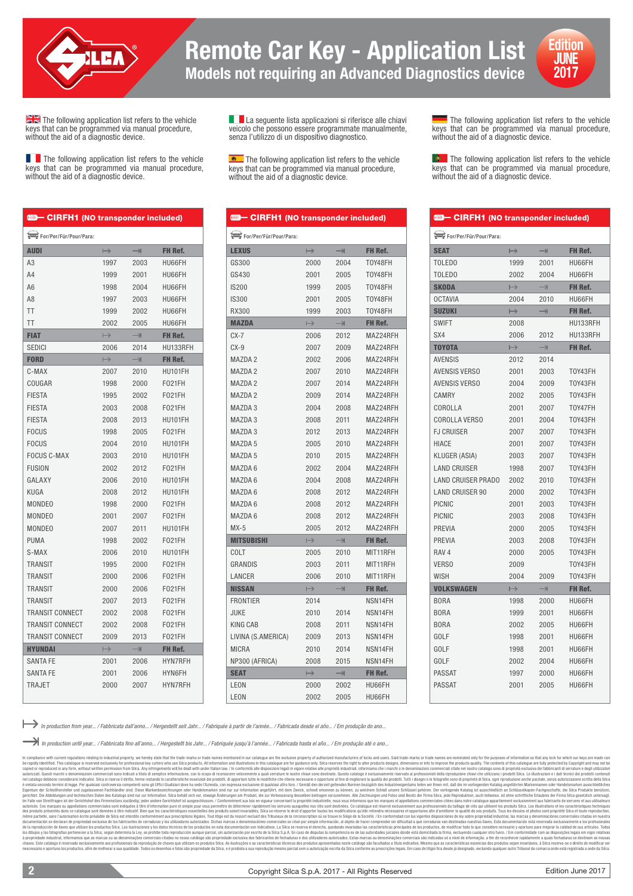# Remote Car Key - Application List

## Models not requiring an Advanced Diagnostics device

Edition JUNE 2017

The following application list refers to the vehicle keys that can be programmed via manual procedure, without the aid of a diagnostic device.

La seguente lista applicazioni si riferisce alle chiavi veicolo che possono essere programmate manualmente, senza l'utilizzo di un dispositivo diagnostico.

The following application list refers to the vehicle keys that can be programmed via manual procedure, without the aid of a diagnostic device.

The following application list refers to the vehicle keys that can be programmed via manual procedure, without the aid of a diagnostic device.

The following application list refers to the vehicle keys that can be programmed via manual procedure, without the aid of a diagnostic device.

The following application list refers to the vehicle keys that can be programmed via manual procedure, without the aid of a diagnostic device.

### CIRFH1 (NO transponder included)

For/Per/Für/Pour/Para:

| AUDI | ↦ | ⇥ | FH Ref. |
|---|---|---|---|
| A3 | 1997 | 2003 | HU66FH |
| A4 | 1999 | 2001 | HU66FH |
| A6 | 1998 | 2004 | HU66FH |
| A8 | 1997 | 2003 | HU66FH |
| TT | 1999 | 2002 | HU66FH |
| TT | 2002 | 2005 | HU66FH |
| **FIAT** | ↦ | ⇥ | **FH Ref.** |
| SEDICI | 2006 | 2014 | HU133RFH |
| **FORD** | ↦ | ⇥ | **FH Ref.** |
| C-MAX | 2007 | 2010 | HU101FH |
| COUGAR | 1998 | 2000 | FO21FH |
| FIESTA | 1995 | 2002 | FO21FH |
| FIESTA | 2003 | 2008 | FO21FH |
| FIESTA | 2008 | 2013 | HU101FH |
| FOCUS | 1998 | 2005 | FO21FH |
| FOCUS | 2004 | 2010 | HU101FH |
| FOCUS C-MAX | 2003 | 2010 | HU101FH |
| FUSION | 2002 | 2012 | FO21FH |
| GALAXY | 2006 | 2010 | HU101FH |
| KUGA | 2008 | 2012 | HU101FH |
| MONDEO | 1998 | 2000 | FO21FH |
| MONDEO | 2001 | 2007 | FO21FH |
| MONDEO | 2007 | 2011 | HU101FH |
| PUMA | 1998 | 2002 | FO21FH |
| S-MAX | 2006 | 2010 | HU101FH |
| TRANSIT | 1995 | 2000 | FO21FH |
| TRANSIT | 2000 | 2006 | FO21FH |
| TRANSIT | 2000 | 2006 | FO21FH |
| TRANSIT | 2007 | 2013 | FO21FH |
| TRANSIT CONNECT | 2002 | 2008 | FO21FH |
| TRANSIT CONNECT | 2002 | 2008 | FO21FH |
| TRANSIT CONNECT | 2009 | 2013 | FO21FH |
| **HYUNDAI** | ↦ | ⇥ | **FH Ref.** |
| SANTA FE | 2001 | 2006 | HYN7RFH |
| SANTA FE | 2001 | 2006 | HYN6FH |
| TRAJET | 2000 | 2007 | HYN7RFH |

### CIRFH1 (NO transponder included)

For/Per/Für/Pour/Para:

| LEXUS | ↦ | ⇥ | FH Ref. |
|---|---|---|---|
| GS300 | 2000 | 2004 | TOY48FH |
| GS430 | 2001 | 2005 | TOY48FH |
| IS200 | 1999 | 2005 | TOY48FH |
| IS300 | 2001 | 2005 | TOY48FH |
| RX300 | 1999 | 2003 | TOY48FH |
| **MAZDA** | ↦ | ⇥ | **FH Ref.** |
| CX-7 | 2006 | 2012 | MAZ24RFH |
| CX-9 | 2007 | 2009 | MAZ24RFH |
| MAZDA 2 | 2002 | 2006 | MAZ24RFH |
| MAZDA 2 | 2007 | 2010 | MAZ24RFH |
| MAZDA 2 | 2007 | 2014 | MAZ24RFH |
| MAZDA 2 | 2009 | 2014 | MAZ24RFH |
| MAZDA 3 | 2004 | 2008 | MAZ24RFH |
| MAZDA 3 | 2008 | 2011 | MAZ24RFH |
| MAZDA 3 | 2012 | 2013 | MAZ24RFH |
| MAZDA 5 | 2005 | 2010 | MAZ24RFH |
| MAZDA 5 | 2010 | 2015 | MAZ24RFH |
| MAZDA 6 | 2002 | 2004 | MAZ24RFH |
| MAZDA 6 | 2004 | 2008 | MAZ24RFH |
| MAZDA 6 | 2008 | 2012 | MAZ24RFH |
| MAZDA 6 | 2008 | 2012 | MAZ24RFH |
| MAZDA 6 | 2008 | 2012 | MAZ24RFH |
| MX-5 | 2005 | 2012 | MAZ24RFH |
| **MITSUBISHI** | ↦ | ⇥ | **FH Ref.** |
| COLT | 2005 | 2010 | MIT11RFH |
| GRANDIS | 2003 | 2011 | MIT11RFH |
| LANCER | 2006 | 2010 | MIT11RFH |
| **NISSAN** | ↦ | ⇥ | **FH Ref.** |
| FRONTIER | 2014 | | NSN14FH |
| JUKE | 2010 | 2014 | NSN14FH |
| KING CAB | 2008 | 2011 | NSN14FH |
| LIVINA (S.AMERICA) | 2009 | 2013 | NSN14FH |
| MICRA | 2010 | 2014 | NSN14FH |
| NP300 (AFRICA) | 2008 | 2015 | NSN14FH |
| **SEAT** | ↦ | ⇥ | **FH Ref.** |
| LEON | 2000 | 2002 | HU66FH |
| LEON | 2002 | 2005 | HU66FH |

### CIRFH1 (NO transponder included)

For/Per/Für/Pour/Para:

| SEAT | ↦ | ⇥ | FH Ref. |
|---|---|---|---|
| TOLEDO | 1999 | 2001 | HU66FH |
| TOLEDO | 2002 | 2004 | HU66FH |
| **SKODA** | ↦ | ⇥ | **FH Ref.** |
| OCTAVIA | 2004 | 2010 | HU66FH |
| **SUZUKI** | ↦ | ⇥ | **FH Ref.** |
| SWIFT | 2008 | | HU133RFH |
| SX4 | 2006 | 2012 | HU133RFH |
| **TOYOTA** | ↦ | ⇥ | **FH Ref.** |
| AVENSIS | 2012 | 2014 | |
| AVENSIS VERSO | 2001 | 2003 | TOY43FH |
| AVENSIS VERSO | 2004 | 2009 | TOY43FH |
| CAMRY | 2002 | 2005 | TOY43FH |
| COROLLA | 2001 | 2007 | TOY47FH |
| COROLLA VERSO | 2001 | 2004 | TOY43FH |
| FJ CRUISER | 2007 | 2007 | TOY43FH |
| HIACE | 2001 | 2007 | TOY43FH |
| KLUGER (ASIA) | 2003 | 2007 | TOY43FH |
| LAND CRUISER | 1998 | 2007 | TOY43FH |
| LAND CRUISER PRADO | 2002 | 2010 | TOY43FH |
| LAND CRUISER 90 | 2000 | 2002 | TOY43FH |
| PICNIC | 2001 | 2003 | TOY43FH |
| PICNIC | 2003 | 2008 | TOY43FH |
| PREVIA | 2000 | 2005 | TOY43FH |
| PREVIA | 2003 | 2008 | TOY43FH |
| RAV 4 | 2000 | 2005 | TOY43FH |
| VERSO | 2009 | | TOY43FH |
| WISH | 2004 | 2009 | TOY43FH |
| **VOLKSWAGEN** | ↦ | ⇥ | **FH Ref.** |
| BORA | 1998 | 2000 | HU66FH |
| BORA | 1999 | 2001 | HU66FH |
| BORA | 2002 | 2005 | HU66FH |
| GOLF | 1998 | 2001 | HU66FH |
| GOLF | 1998 | 2001 | HU66FH |
| GOLF | 2002 | 2004 | HU66FH |
| PASSAT | 1997 | 2000 | HU66FH |
| PASSAT | 2001 | 2005 | HU66FH |

↦ *In production from year... / Fabbricata dall'anno... / Hergestellt seit Jahr... / Fabriquée à partir de l'année... / Fabricada desde el año... / Em produção do ano...*

⇥ *In production until year... / Fabbricata fino all'anno... / Hergestellt bis Jahr... / Fabriquée jusqu'à l'année... / Fabricada hasta el año... / Em produção até o ano...*

In compliance with current regulations relating to industrial property, we hereby state that the trade-marks or trade names mentioned in our catalogue are the exclusive property of authorized manufacturers of locks and users. Said trade-marks or trade names are nominated only for the purposes of information so that any lock for which our keys are made can be rapidly identified. This catalogue is reserved exclusively for professional key cutters who use Silca products. All information and illustrations in this catalogue are for guidance only. Silca reserves the right to alter products designs, dimensions or info to improve the products quality. The contents of this catalogue are fully protected by Copyright and may not be copied or reproduced in any form, without written permission from Silca. Any infringements will be dealt with under Italian law.

Copyright Silca S.p.A. 2017 - All Rights Reserved

Edition June 2017